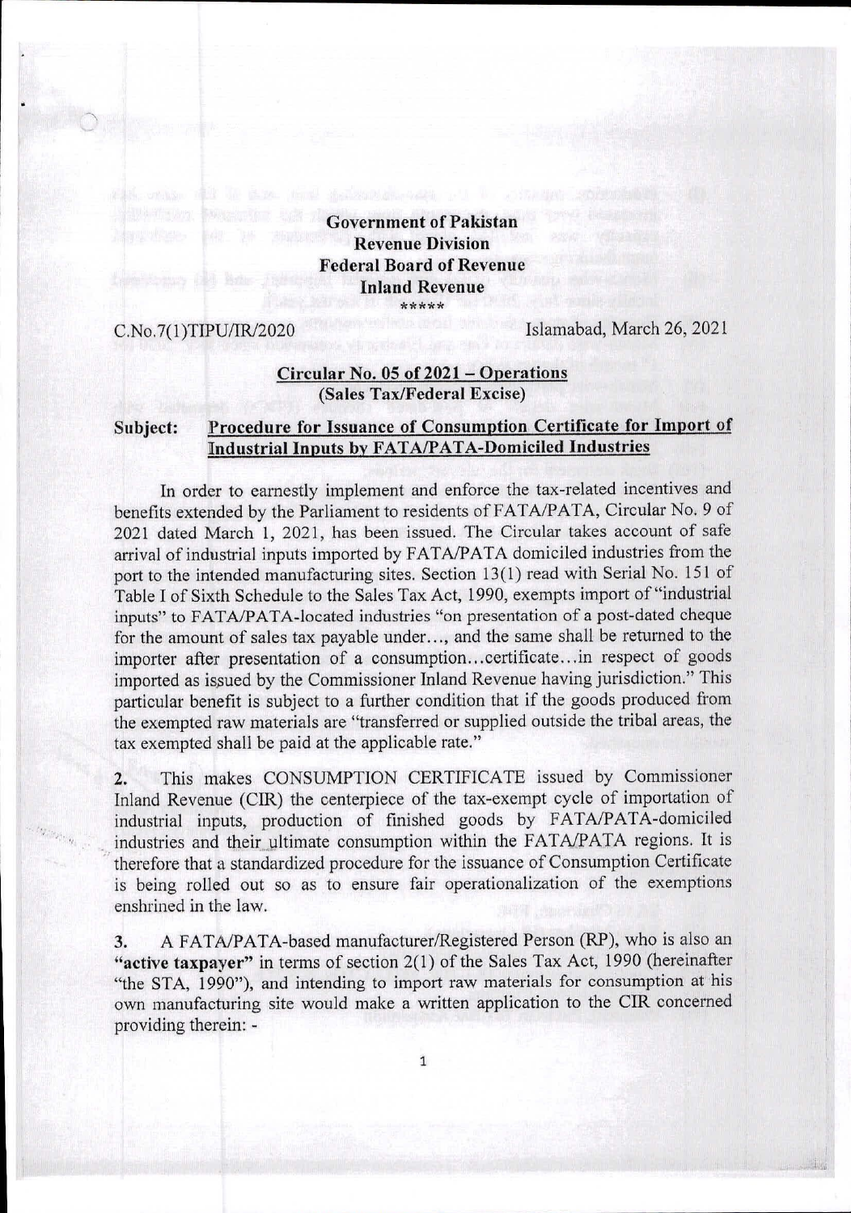**Government of Pakistan**
**Revenue Division**
**Federal Board of Revenue**
**Inland Revenue**
*****

C.No.7(1)TIPU/IR/2020 Islamabad, March 26, 2021

**Circular No. 05 of 2021 – Operations**
**(Sales Tax/Federal Excise)**

**Subject: Procedure for Issuance of Consumption Certificate for Import of Industrial Inputs by FATA/PATA-Domiciled Industries**

In order to earnestly implement and enforce the tax-related incentives and benefits extended by the Parliament to residents of FATA/PATA, Circular No. 9 of 2021 dated March 1, 2021, has been issued. The Circular takes account of safe arrival of industrial inputs imported by FATA/PATA domiciled industries from the port to the intended manufacturing sites. Section 13(1) read with Serial No. 151 of Table I of Sixth Schedule to the Sales Tax Act, 1990, exempts import of "industrial inputs" to FATA/PATA-located industries "on presentation of a post-dated cheque for the amount of sales tax payable under…, and the same shall be returned to the importer after presentation of a consumption…certificate…in respect of goods imported as issued by the Commissioner Inland Revenue having jurisdiction." This particular benefit is subject to a further condition that if the goods produced from the exempted raw materials are "transferred or supplied outside the tribal areas, the tax exempted shall be paid at the applicable rate."

2. This makes CONSUMPTION CERTIFICATE issued by Commissioner Inland Revenue (CIR) the centerpiece of the tax-exempt cycle of importation of industrial inputs, production of finished goods by FATA/PATA-domiciled industries and their ultimate consumption within the FATA/PATA regions. It is therefore that a standardized procedure for the issuance of Consumption Certificate is being rolled out so as to ensure fair operationalization of the exemptions enshrined in the law.

3. A FATA/PATA-based manufacturer/Registered Person (RP), who is also an **"active taxpayer"** in terms of section 2(1) of the Sales Tax Act, 1990 (hereinafter "the STA, 1990"), and intending to import raw materials for consumption at his own manufacturing site would make a written application to the CIR concerned providing therein: -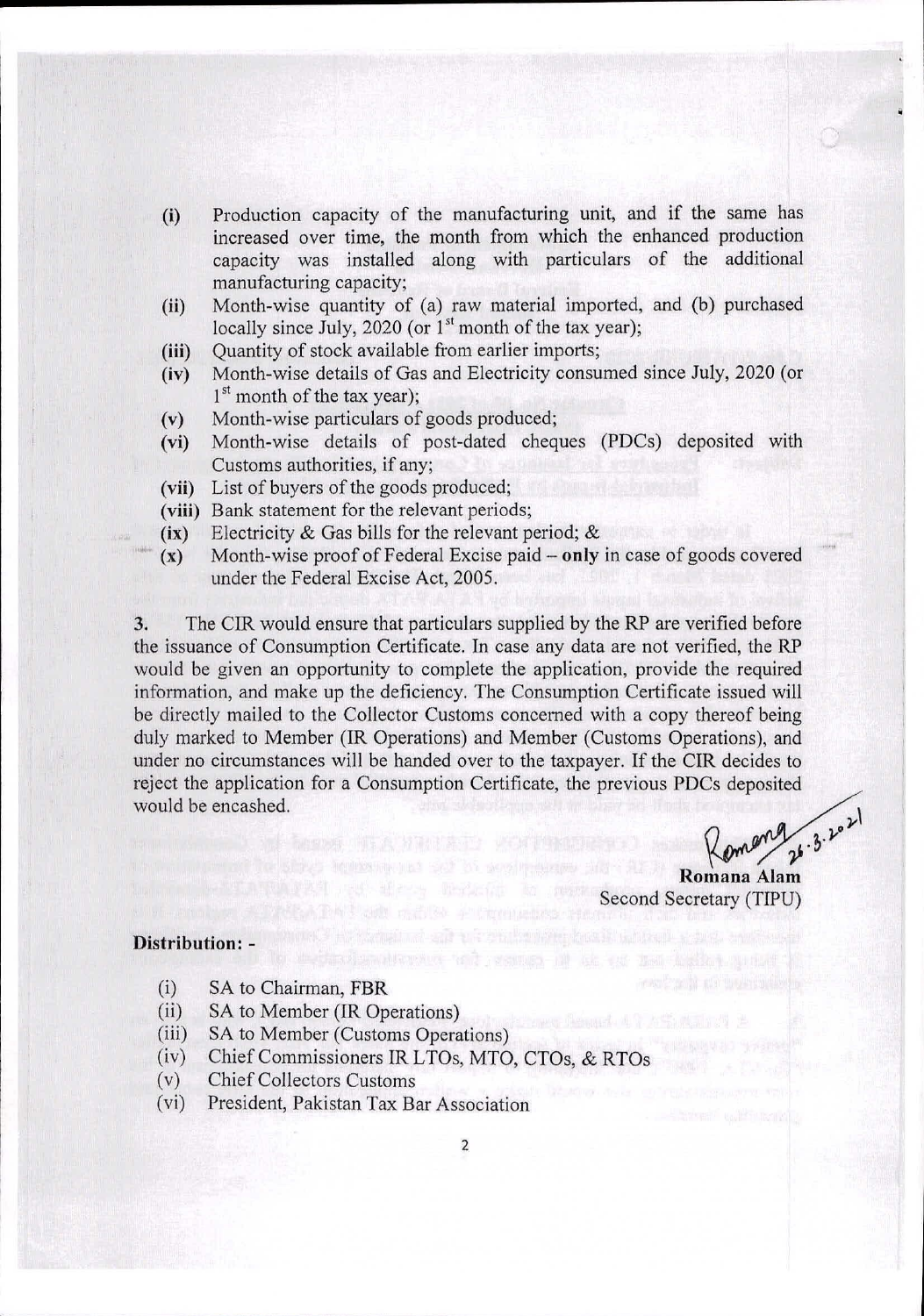(i) Production capacity of the manufacturing unit, and if the same has increased over time, the month from which the enhanced production capacity was installed along with particulars of the additional manufacturing capacity;
(ii) Month-wise quantity of (a) raw material imported, and (b) purchased locally since July, 2020 (or 1st month of the tax year);
(iii) Quantity of stock available from earlier imports;
(iv) Month-wise details of Gas and Electricity consumed since July, 2020 (or 1st month of the tax year);
(v) Month-wise particulars of goods produced;
(vi) Month-wise details of post-dated cheques (PDCs) deposited with Customs authorities, if any;
(vii) List of buyers of the goods produced;
(viii) Bank statement for the relevant periods;
(ix) Electricity & Gas bills for the relevant period; &
(x) Month-wise proof of Federal Excise paid – **only** in case of goods covered under the Federal Excise Act, 2005.

3. The CIR would ensure that particulars supplied by the RP are verified before the issuance of Consumption Certificate. In case any data are not verified, the RP would be given an opportunity to complete the application, provide the required information, and make up the deficiency. The Consumption Certificate issued will be directly mailed to the Collector Customs concerned with a copy thereof being duly marked to Member (IR Operations) and Member (Customs Operations), and under no circumstances will be handed over to the taxpayer. If the CIR decides to reject the application for a Consumption Certificate, the previous PDCs deposited would be encashed.

26.3.2021

**Romana Alam**
Second Secretary (TIPU)

**Distribution: -**

(i) SA to Chairman, FBR
(ii) SA to Member (IR Operations)
(iii) SA to Member (Customs Operations)
(iv) Chief Commissioners IR LTOs, MTO, CTOs, & RTOs
(v) Chief Collectors Customs
(vi) President, Pakistan Tax Bar Association